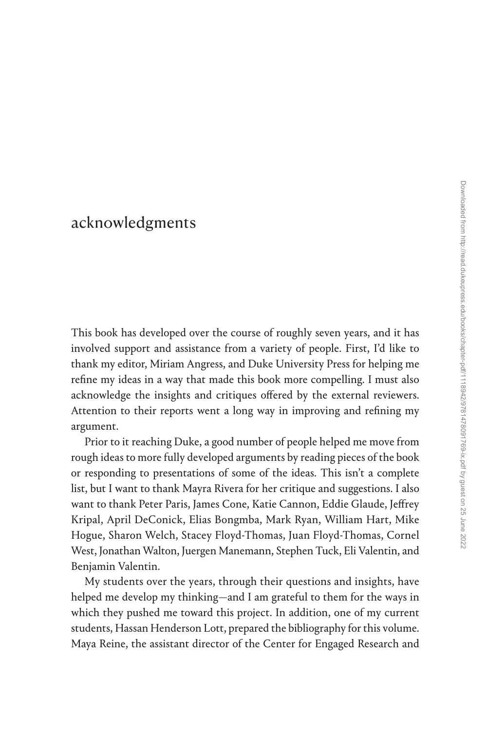# acknowledgments

This book has developed over the course of roughly seven years, and it has involved support and assistance from a variety of people. First, I'd like to thank my editor, Miriam Angress, and Duke University Press for helping me refine my ideas in a way that made this book more compelling. I must also acknowledge the insights and critiques offered by the external reviewers. Attention to their reports went a long way in improving and refining my argument.

Prior to it reaching Duke, a good number of people helped me move from rough ideas to more fully developed arguments by reading pieces of the book or responding to presentations of some of the ideas. This isn't a complete list, but I want to thank Mayra Rivera for her critique and suggestions. I also want to thank Peter Paris, James Cone, Katie Cannon, Eddie Glaude, Jeffrey Kripal, April DeConick, Elias Bongmba, Mark Ryan, William Hart, Mike Hogue, Sharon Welch, Stacey Floyd-Thomas, Juan Floyd-Thomas, Cornel West, Jonathan Walton, Juergen Manemann, Stephen Tuck, Eli Valentin, and Benjamin Valentin.

My students over the years, through their questions and insights, have helped me develop my thinking—and I am grateful to them for the ways in which they pushed me toward this project. In addition, one of my current students, Hassan Henderson Lott, prepared the bibliography for this volume. Maya Reine, the assistant director of the Center for Engaged Research and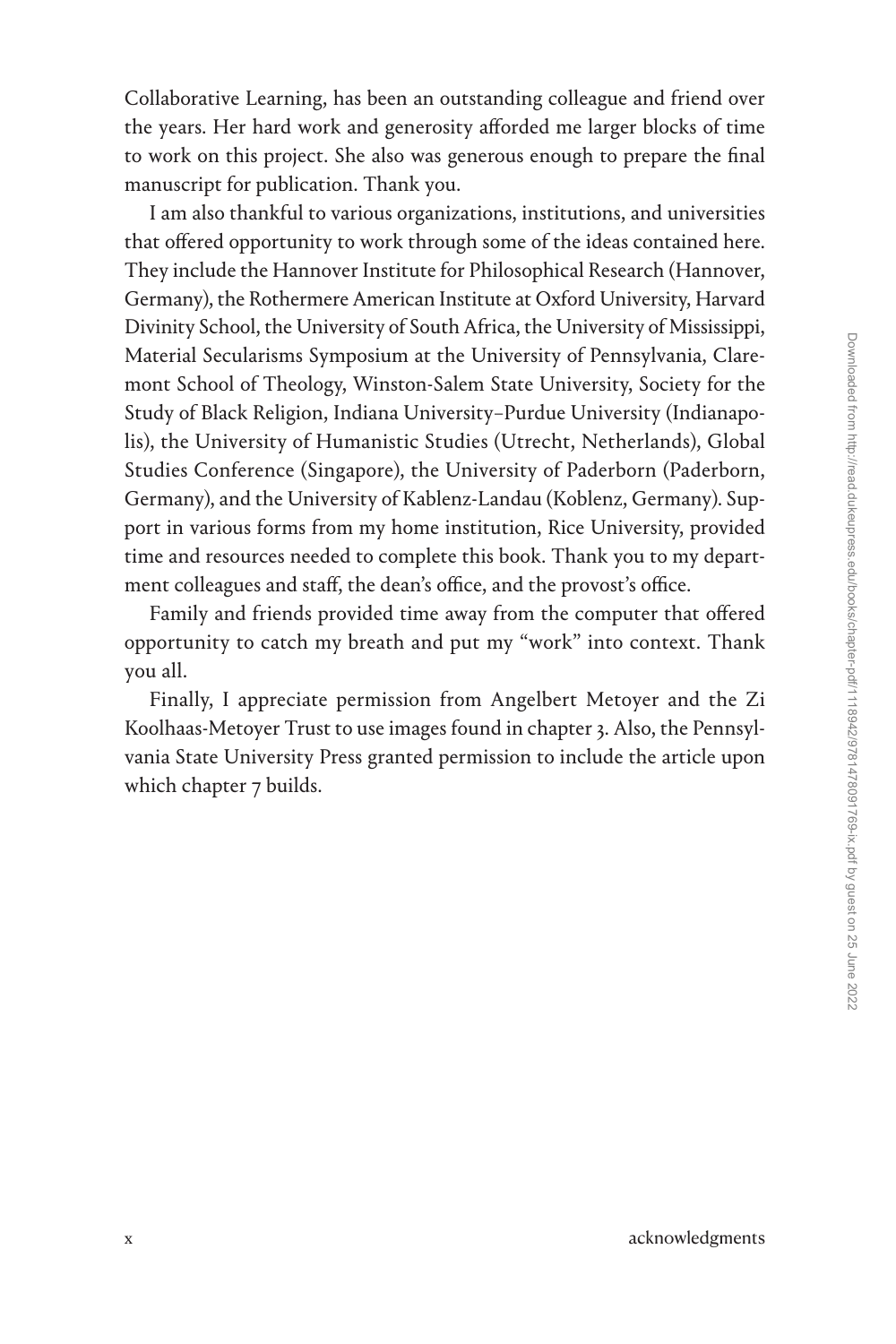Collaborative Learning, has been an outstanding colleague and friend over the years. Her hard work and generosity afforded me larger blocks of time to work on this project. She also was generous enough to prepare the final manuscript for publication. Thank you.

I am also thankful to various organizations, institutions, and universities that offered opportunity to work through some of the ideas contained here. They include the Hannover Institute for Philosophical Research (Hannover, Germany), the Rothermere American Institute at Oxford University, Harvard Divinity School, the University of South Africa, the University of Mississippi, Material Secularisms Symposium at the University of Pennsylvania, Claremont School of Theology, Winston-Salem State University, Society for the Study of Black Religion, Indiana University–Purdue University (Indianapolis), the University of Humanistic Studies (Utrecht, Netherlands), Global Studies Conference (Singapore), the University of Paderborn (Paderborn, Germany), and the University of Kablenz-Landau (Koblenz, Germany). Support in various forms from my home institution, Rice University, provided time and resources needed to complete this book. Thank you to my department colleagues and staff, the dean's office, and the provost's office.

Family and friends provided time away from the computer that offered opportunity to catch my breath and put my "work" into context. Thank you all.

Finally, I appreciate permission from Angelbert Metoyer and the Zi Koolhaas-Metoyer Trust to use images found in chapter 3. Also, the Pennsylvania State University Press granted permission to include the article upon which chapter 7 builds.